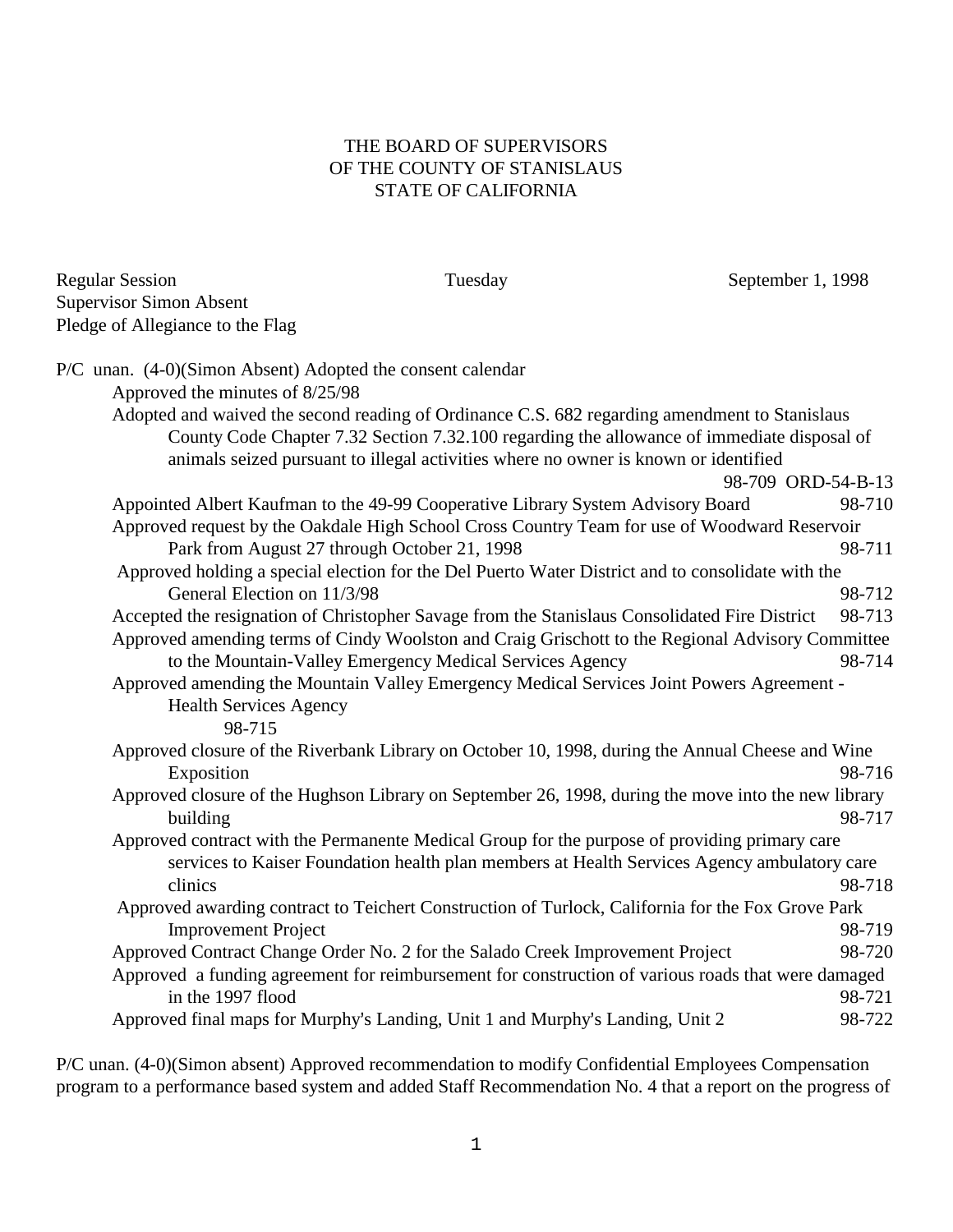# THE BOARD OF SUPERVISORS
# OF THE COUNTY OF STANISLAUS
# STATE OF CALIFORNIA

Regular Session Tuesday September 1, 1998
Supervisor Simon Absent
Pledge of Allegiance to the Flag

P/C unan. (4-0)(Simon Absent) Adopted the consent calendar

- Approved the minutes of 8/25/98
- Adopted and waived the second reading of Ordinance C.S. 682 regarding amendment to Stanislaus County Code Chapter 7.32 Section 7.32.100 regarding the allowance of immediate disposal of animals seized pursuant to illegal activities where no owner is known or identified 98-709 ORD-54-B-13
- Appointed Albert Kaufman to the 49-99 Cooperative Library System Advisory Board 98-710
- Approved request by the Oakdale High School Cross Country Team for use of Woodward Reservoir Park from August 27 through October 21, 1998 98-711
- Approved holding a special election for the Del Puerto Water District and to consolidate with the General Election on 11/3/98 98-712
- Accepted the resignation of Christopher Savage from the Stanislaus Consolidated Fire District 98-713
- Approved amending terms of Cindy Woolston and Craig Grischott to the Regional Advisory Committee to the Mountain-Valley Emergency Medical Services Agency 98-714
- Approved amending the Mountain Valley Emergency Medical Services Joint Powers Agreement - Health Services Agency 98-715
- Approved closure of the Riverbank Library on October 10, 1998, during the Annual Cheese and Wine Exposition 98-716
- Approved closure of the Hughson Library on September 26, 1998, during the move into the new library building 98-717
- Approved contract with the Permanente Medical Group for the purpose of providing primary care services to Kaiser Foundation health plan members at Health Services Agency ambulatory care clinics 98-718
- Approved awarding contract to Teichert Construction of Turlock, California for the Fox Grove Park Improvement Project 98-719
- Approved Contract Change Order No. 2 for the Salado Creek Improvement Project 98-720
- Approved a funding agreement for reimbursement for construction of various roads that were damaged in the 1997 flood 98-721
- Approved final maps for Murphy's Landing, Unit 1 and Murphy's Landing, Unit 2 98-722

P/C unan. (4-0)(Simon absent) Approved recommendation to modify Confidential Employees Compensation program to a performance based system and added Staff Recommendation No. 4 that a report on the progress of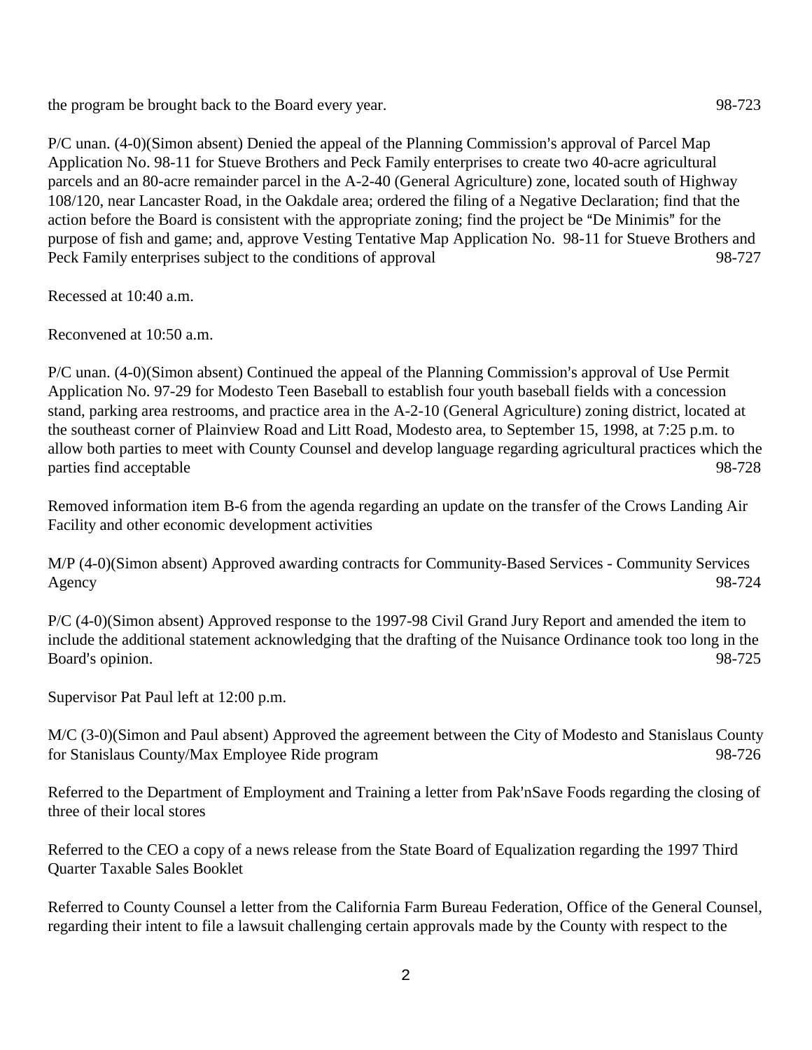the program be brought back to the Board every year. 98-723

P/C unan. (4-0)(Simon absent) Denied the appeal of the Planning Commission's approval of Parcel Map Application No. 98-11 for Stueve Brothers and Peck Family enterprises to create two 40-acre agricultural parcels and an 80-acre remainder parcel in the A-2-40 (General Agriculture) zone, located south of Highway 108/120, near Lancaster Road, in the Oakdale area; ordered the filing of a Negative Declaration; find that the action before the Board is consistent with the appropriate zoning; find the project be "De Minimis" for the purpose of fish and game; and, approve Vesting Tentative Map Application No. 98-11 for Stueve Brothers and Peck Family enterprises subject to the conditions of approval 98-727

Recessed at 10:40 a.m.

Reconvened at 10:50 a.m.

P/C unan. (4-0)(Simon absent) Continued the appeal of the Planning Commission's approval of Use Permit Application No. 97-29 for Modesto Teen Baseball to establish four youth baseball fields with a concession stand, parking area restrooms, and practice area in the A-2-10 (General Agriculture) zoning district, located at the southeast corner of Plainview Road and Litt Road, Modesto area, to September 15, 1998, at 7:25 p.m. to allow both parties to meet with County Counsel and develop language regarding agricultural practices which the parties find acceptable 98-728

Removed information item B-6 from the agenda regarding an update on the transfer of the Crows Landing Air Facility and other economic development activities

M/P (4-0)(Simon absent) Approved awarding contracts for Community-Based Services - Community Services Agency 98-724

P/C (4-0)(Simon absent) Approved response to the 1997-98 Civil Grand Jury Report and amended the item to include the additional statement acknowledging that the drafting of the Nuisance Ordinance took too long in the Board's opinion. 98-725

Supervisor Pat Paul left at 12:00 p.m.

M/C (3-0)(Simon and Paul absent) Approved the agreement between the City of Modesto and Stanislaus County for Stanislaus County/Max Employee Ride program 98-726

Referred to the Department of Employment and Training a letter from Pak'nSave Foods regarding the closing of three of their local stores

Referred to the CEO a copy of a news release from the State Board of Equalization regarding the 1997 Third Quarter Taxable Sales Booklet

Referred to County Counsel a letter from the California Farm Bureau Federation, Office of the General Counsel, regarding their intent to file a lawsuit challenging certain approvals made by the County with respect to the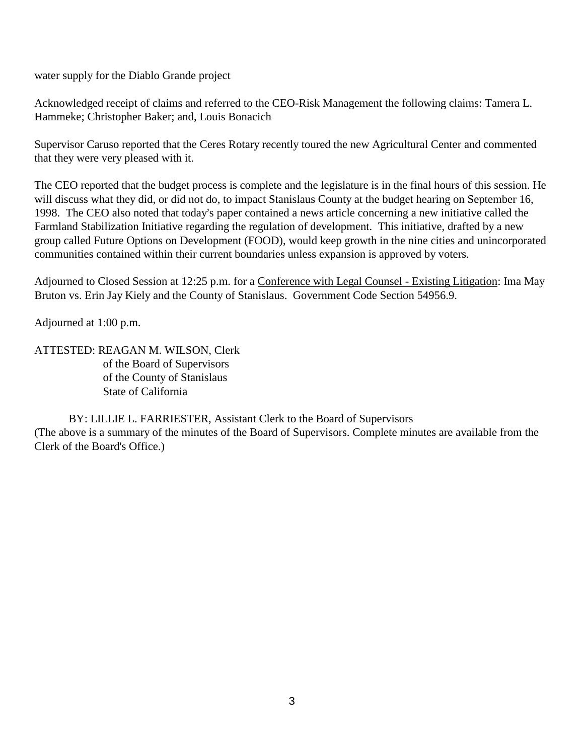water supply for the Diablo Grande project

Acknowledged receipt of claims and referred to the CEO-Risk Management the following claims: Tamera L. Hammeke; Christopher Baker; and, Louis Bonacich

Supervisor Caruso reported that the Ceres Rotary recently toured the new Agricultural Center and commented that they were very pleased with it.

The CEO reported that the budget process is complete and the legislature is in the final hours of this session. He will discuss what they did, or did not do, to impact Stanislaus County at the budget hearing on September 16, 1998. The CEO also noted that today's paper contained a news article concerning a new initiative called the Farmland Stabilization Initiative regarding the regulation of development. This initiative, drafted by a new group called Future Options on Development (FOOD), would keep growth in the nine cities and unincorporated communities contained within their current boundaries unless expansion is approved by voters.

Adjourned to Closed Session at 12:25 p.m. for a <u>Conference with Legal Counsel - Existing Litigation</u>: Ima May Bruton vs. Erin Jay Kiely and the County of Stanislaus. Government Code Section 54956.9.

Adjourned at 1:00 p.m.

ATTESTED: REAGAN M. WILSON, Clerk
of the Board of Supervisors
of the County of Stanislaus
State of California

BY: LILLIE L. FARRIESTER, Assistant Clerk to the Board of Supervisors
(The above is a summary of the minutes of the Board of Supervisors. Complete minutes are available from the Clerk of the Board's Office.)